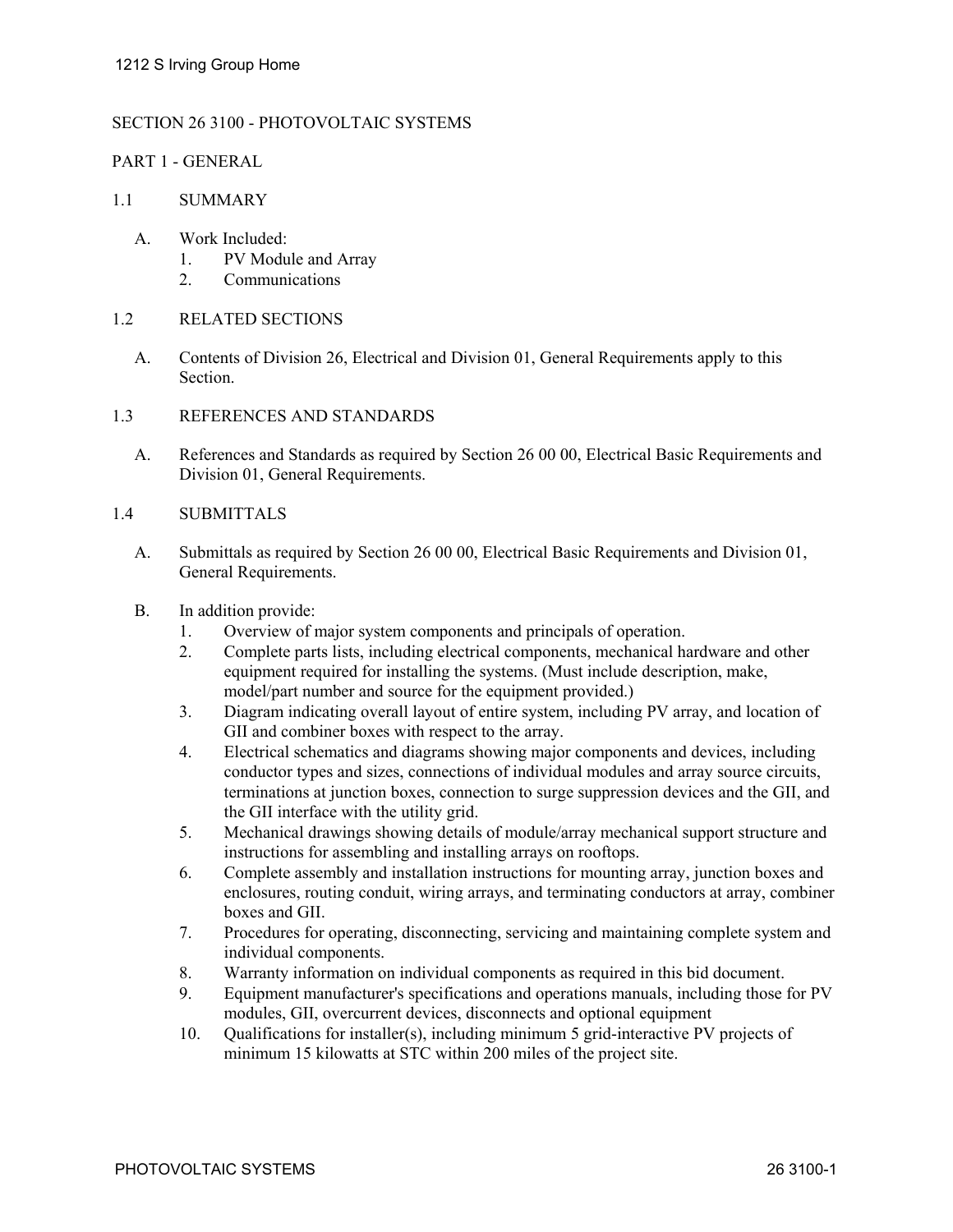# SECTION 26 3100 - PHOTOVOLTAIC SYSTEMS

## PART 1 - GENERAL

### 1.1 SUMMARY

A. Work Included:
   1. PV Module and Array
   2. Communications

### 1.2 RELATED SECTIONS

A. Contents of Division 26, Electrical and Division 01, General Requirements apply to this Section.

### 1.3 REFERENCES AND STANDARDS

A. References and Standards as required by Section 26 00 00, Electrical Basic Requirements and Division 01, General Requirements.

### 1.4 SUBMITTALS

A. Submittals as required by Section 26 00 00, Electrical Basic Requirements and Division 01, General Requirements.

B. In addition provide:
   1. Overview of major system components and principals of operation.
   2. Complete parts lists, including electrical components, mechanical hardware and other equipment required for installing the systems. (Must include description, make, model/part number and source for the equipment provided.)
   3. Diagram indicating overall layout of entire system, including PV array, and location of GII and combiner boxes with respect to the array.
   4. Electrical schematics and diagrams showing major components and devices, including conductor types and sizes, connections of individual modules and array source circuits, terminations at junction boxes, connection to surge suppression devices and the GII, and the GII interface with the utility grid.
   5. Mechanical drawings showing details of module/array mechanical support structure and instructions for assembling and installing arrays on rooftops.
   6. Complete assembly and installation instructions for mounting array, junction boxes and enclosures, routing conduit, wiring arrays, and terminating conductors at array, combiner boxes and GII.
   7. Procedures for operating, disconnecting, servicing and maintaining complete system and individual components.
   8. Warranty information on individual components as required in this bid document.
   9. Equipment manufacturer's specifications and operations manuals, including those for PV modules, GII, overcurrent devices, disconnects and optional equipment
   10. Qualifications for installer(s), including minimum 5 grid-interactive PV projects of minimum 15 kilowatts at STC within 200 miles of the project site.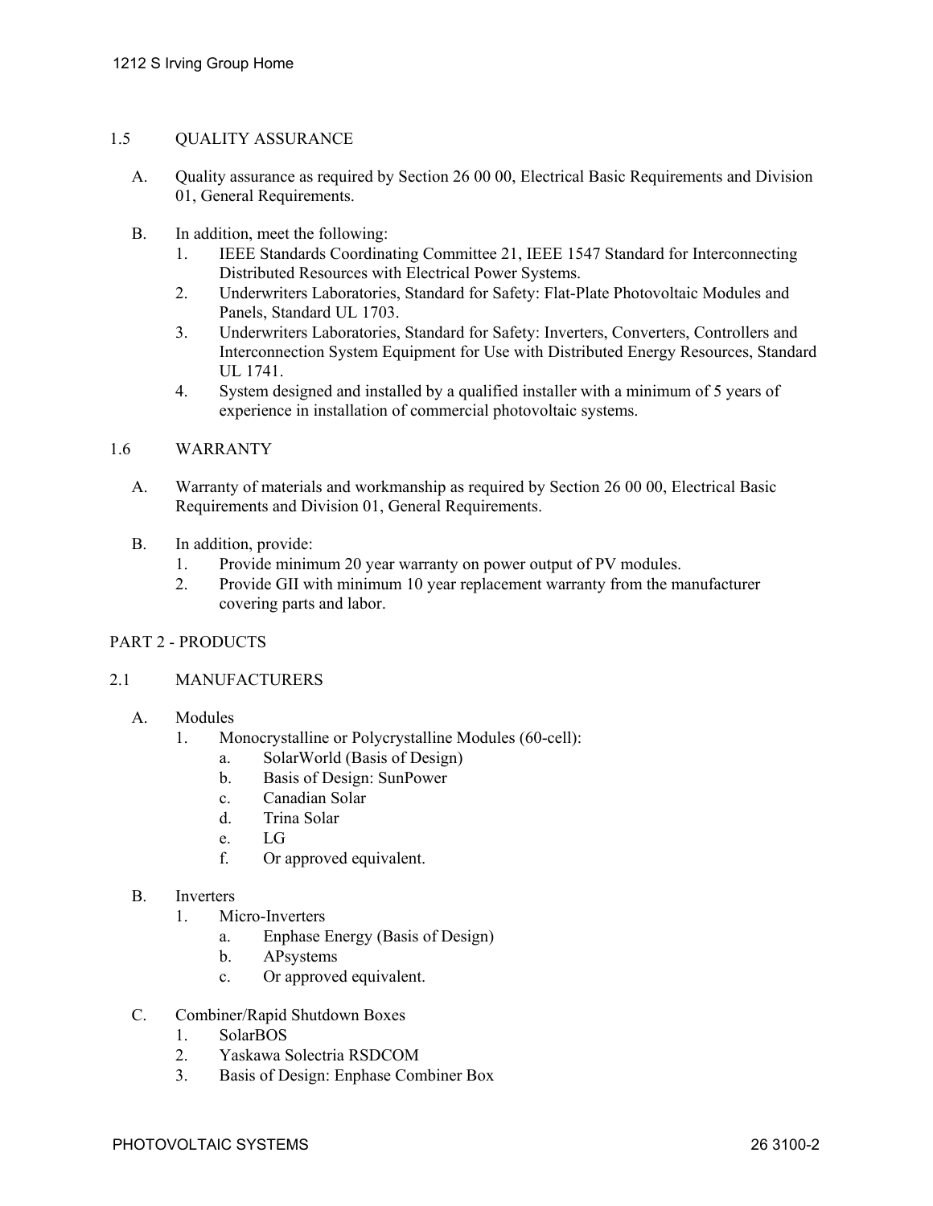## 1.5 QUALITY ASSURANCE

A. Quality assurance as required by Section 26 00 00, Electrical Basic Requirements and Division 01, General Requirements.

B. In addition, meet the following:
   1. IEEE Standards Coordinating Committee 21, IEEE 1547 Standard for Interconnecting Distributed Resources with Electrical Power Systems.
   2. Underwriters Laboratories, Standard for Safety: Flat-Plate Photovoltaic Modules and Panels, Standard UL 1703.
   3. Underwriters Laboratories, Standard for Safety: Inverters, Converters, Controllers and Interconnection System Equipment for Use with Distributed Energy Resources, Standard UL 1741.
   4. System designed and installed by a qualified installer with a minimum of 5 years of experience in installation of commercial photovoltaic systems.

## 1.6 WARRANTY

A. Warranty of materials and workmanship as required by Section 26 00 00, Electrical Basic Requirements and Division 01, General Requirements.

B. In addition, provide:
   1. Provide minimum 20 year warranty on power output of PV modules.
   2. Provide GII with minimum 10 year replacement warranty from the manufacturer covering parts and labor.

# PART 2 - PRODUCTS

## 2.1 MANUFACTURERS

A. Modules
   1. Monocrystalline or Polycrystalline Modules (60-cell):
      a. SolarWorld (Basis of Design)
      b. Basis of Design: SunPower
      c. Canadian Solar
      d. Trina Solar
      e. LG
      f. Or approved equivalent.

B. Inverters
   1. Micro-Inverters
      a. Enphase Energy (Basis of Design)
      b. APsystems
      c. Or approved equivalent.

C. Combiner/Rapid Shutdown Boxes
   1. SolarBOS
   2. Yaskawa Solectria RSDCOM
   3. Basis of Design: Enphase Combiner Box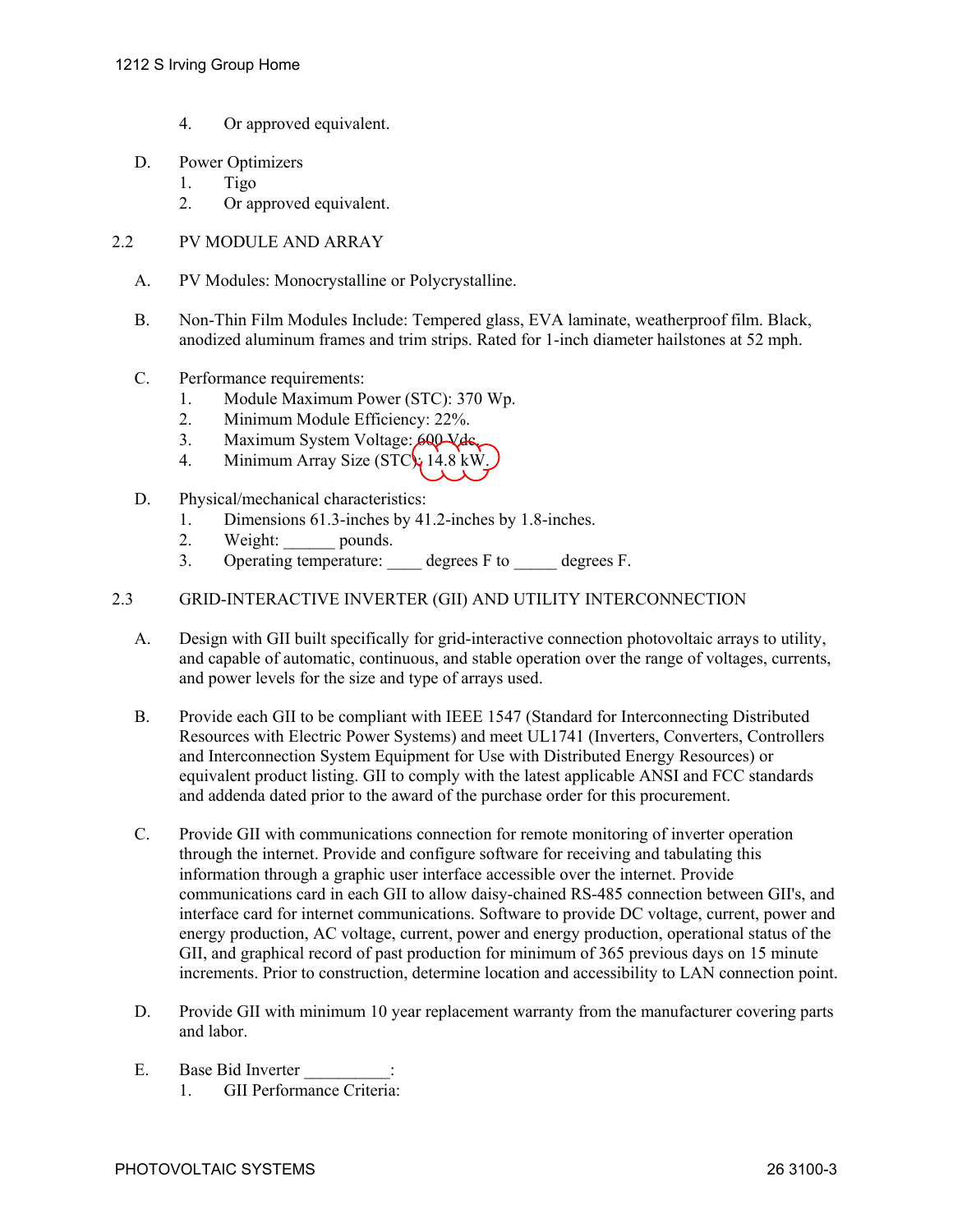4. Or approved equivalent.

D. Power Optimizers
   1. Tigo
   2. Or approved equivalent.

## 2.2 PV MODULE AND ARRAY

A. PV Modules: Monocrystalline or Polycrystalline.

B. Non-Thin Film Modules Include: Tempered glass, EVA laminate, weatherproof film. Black, anodized aluminum frames and trim strips. Rated for 1-inch diameter hailstones at 52 mph.

C. Performance requirements:
   1. Module Maximum Power (STC): 370 Wp.
   2. Minimum Module Efficiency: 22%.
   3. Maximum System Voltage: 600 Vdc.
   4. Minimum Array Size (STC): 14.8 kW.

D. Physical/mechanical characteristics:
   1. Dimensions 61.3-inches by 41.2-inches by 1.8-inches.
   2. Weight: ______ pounds.
   3. Operating temperature: ____ degrees F to _____ degrees F.

## 2.3 GRID-INTERACTIVE INVERTER (GII) AND UTILITY INTERCONNECTION

A. Design with GII built specifically for grid-interactive connection photovoltaic arrays to utility, and capable of automatic, continuous, and stable operation over the range of voltages, currents, and power levels for the size and type of arrays used.

B. Provide each GII to be compliant with IEEE 1547 (Standard for Interconnecting Distributed Resources with Electric Power Systems) and meet UL1741 (Inverters, Converters, Controllers and Interconnection System Equipment for Use with Distributed Energy Resources) or equivalent product listing. GII to comply with the latest applicable ANSI and FCC standards and addenda dated prior to the award of the purchase order for this procurement.

C. Provide GII with communications connection for remote monitoring of inverter operation through the internet. Provide and configure software for receiving and tabulating this information through a graphic user interface accessible over the internet. Provide communications card in each GII to allow daisy-chained RS-485 connection between GII's, and interface card for internet communications. Software to provide DC voltage, current, power and energy production, AC voltage, current, power and energy production, operational status of the GII, and graphical record of past production for minimum of 365 previous days on 15 minute increments. Prior to construction, determine location and accessibility to LAN connection point.

D. Provide GII with minimum 10 year replacement warranty from the manufacturer covering parts and labor.

E. Base Bid Inverter __________:
   1. GII Performance Criteria: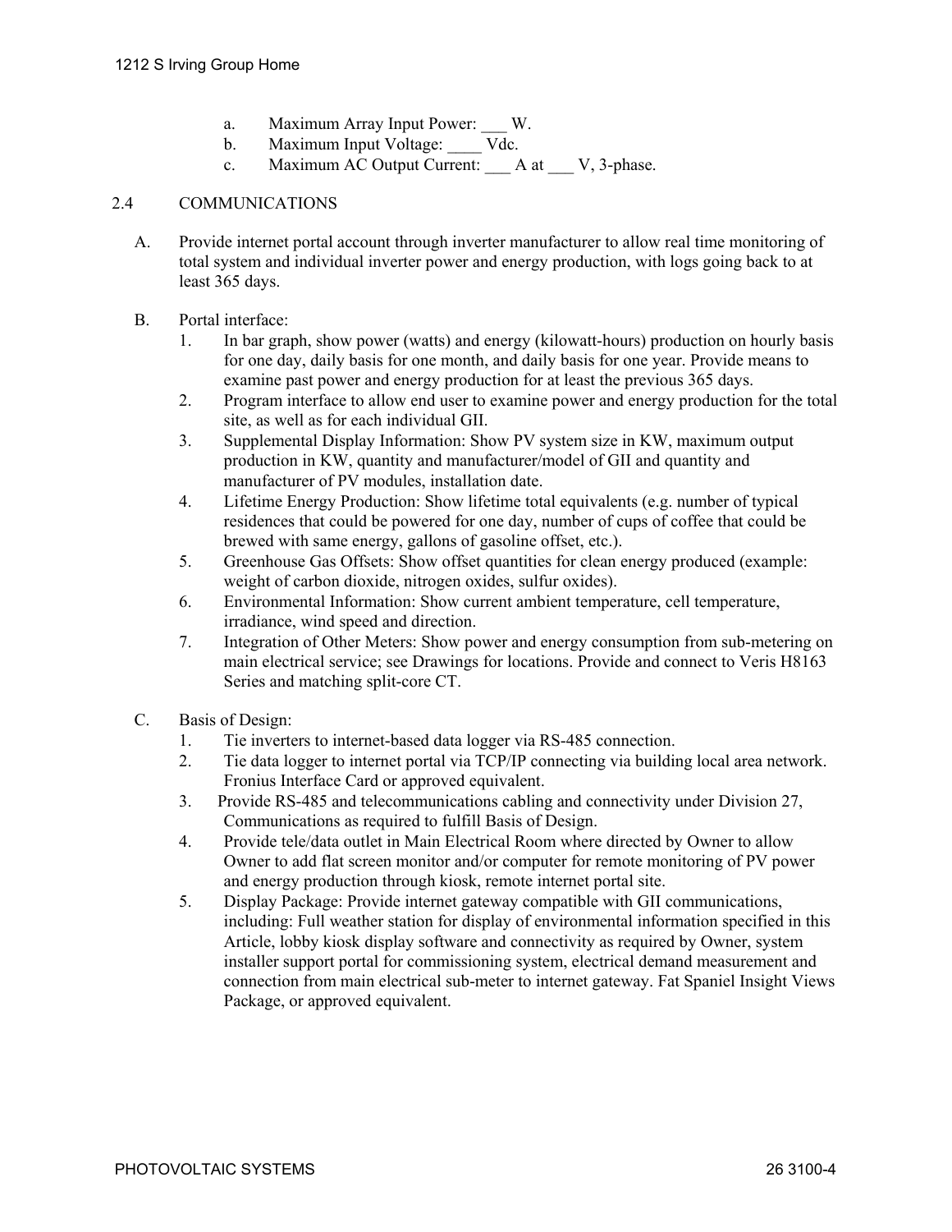a. Maximum Array Input Power: ___ W.
b. Maximum Input Voltage: ____ Vdc.
c. Maximum AC Output Current: ___ A at ___ V, 3-phase.

## 2.4 COMMUNICATIONS

A. Provide internet portal account through inverter manufacturer to allow real time monitoring of total system and individual inverter power and energy production, with logs going back to at least 365 days.

B. Portal interface:
   1. In bar graph, show power (watts) and energy (kilowatt-hours) production on hourly basis for one day, daily basis for one month, and daily basis for one year. Provide means to examine past power and energy production for at least the previous 365 days.
   2. Program interface to allow end user to examine power and energy production for the total site, as well as for each individual GII.
   3. Supplemental Display Information: Show PV system size in KW, maximum output production in KW, quantity and manufacturer/model of GII and quantity and manufacturer of PV modules, installation date.
   4. Lifetime Energy Production: Show lifetime total equivalents (e.g. number of typical residences that could be powered for one day, number of cups of coffee that could be brewed with same energy, gallons of gasoline offset, etc.).
   5. Greenhouse Gas Offsets: Show offset quantities for clean energy produced (example: weight of carbon dioxide, nitrogen oxides, sulfur oxides).
   6. Environmental Information: Show current ambient temperature, cell temperature, irradiance, wind speed and direction.
   7. Integration of Other Meters: Show power and energy consumption from sub-metering on main electrical service; see Drawings for locations. Provide and connect to Veris H8163 Series and matching split-core CT.

C. Basis of Design:
   1. Tie inverters to internet-based data logger via RS-485 connection.
   2. Tie data logger to internet portal via TCP/IP connecting via building local area network. Fronius Interface Card or approved equivalent.
   3. Provide RS-485 and telecommunications cabling and connectivity under Division 27, Communications as required to fulfill Basis of Design.
   4. Provide tele/data outlet in Main Electrical Room where directed by Owner to allow Owner to add flat screen monitor and/or computer for remote monitoring of PV power and energy production through kiosk, remote internet portal site.
   5. Display Package: Provide internet gateway compatible with GII communications, including: Full weather station for display of environmental information specified in this Article, lobby kiosk display software and connectivity as required by Owner, system installer support portal for commissioning system, electrical demand measurement and connection from main electrical sub-meter to internet gateway. Fat Spaniel Insight Views Package, or approved equivalent.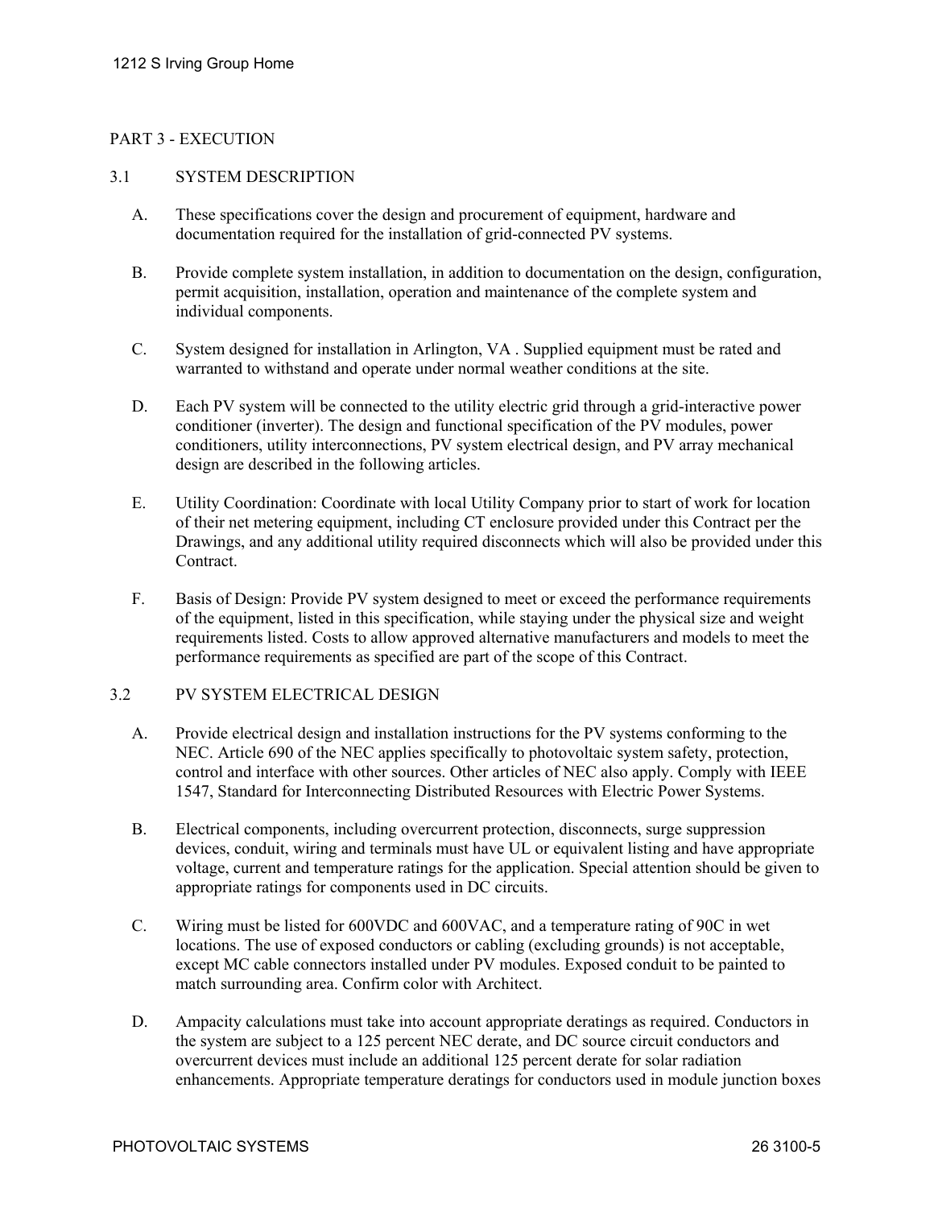## PART 3 - EXECUTION

### 3.1 SYSTEM DESCRIPTION

A. These specifications cover the design and procurement of equipment, hardware and documentation required for the installation of grid-connected PV systems.

B. Provide complete system installation, in addition to documentation on the design, configuration, permit acquisition, installation, operation and maintenance of the complete system and individual components.

C. System designed for installation in Arlington, VA . Supplied equipment must be rated and warranted to withstand and operate under normal weather conditions at the site.

D. Each PV system will be connected to the utility electric grid through a grid-interactive power conditioner (inverter). The design and functional specification of the PV modules, power conditioners, utility interconnections, PV system electrical design, and PV array mechanical design are described in the following articles.

E. Utility Coordination: Coordinate with local Utility Company prior to start of work for location of their net metering equipment, including CT enclosure provided under this Contract per the Drawings, and any additional utility required disconnects which will also be provided under this Contract.

F. Basis of Design: Provide PV system designed to meet or exceed the performance requirements of the equipment, listed in this specification, while staying under the physical size and weight requirements listed. Costs to allow approved alternative manufacturers and models to meet the performance requirements as specified are part of the scope of this Contract.

### 3.2 PV SYSTEM ELECTRICAL DESIGN

A. Provide electrical design and installation instructions for the PV systems conforming to the NEC. Article 690 of the NEC applies specifically to photovoltaic system safety, protection, control and interface with other sources. Other articles of NEC also apply. Comply with IEEE 1547, Standard for Interconnecting Distributed Resources with Electric Power Systems.

B. Electrical components, including overcurrent protection, disconnects, surge suppression devices, conduit, wiring and terminals must have UL or equivalent listing and have appropriate voltage, current and temperature ratings for the application. Special attention should be given to appropriate ratings for components used in DC circuits.

C. Wiring must be listed for 600VDC and 600VAC, and a temperature rating of 90C in wet locations. The use of exposed conductors or cabling (excluding grounds) is not acceptable, except MC cable connectors installed under PV modules. Exposed conduit to be painted to match surrounding area. Confirm color with Architect.

D. Ampacity calculations must take into account appropriate deratings as required. Conductors in the system are subject to a 125 percent NEC derate, and DC source circuit conductors and overcurrent devices must include an additional 125 percent derate for solar radiation enhancements. Appropriate temperature deratings for conductors used in module junction boxes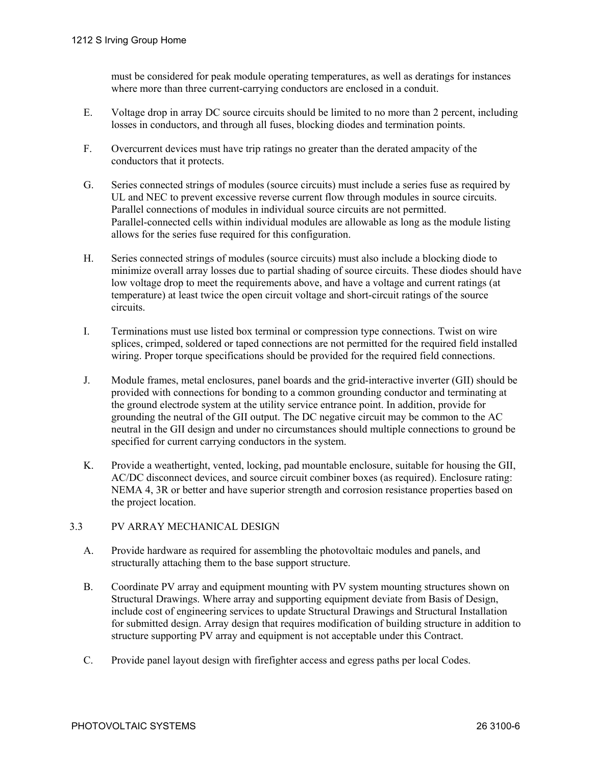must be considered for peak module operating temperatures, as well as deratings for instances where more than three current-carrying conductors are enclosed in a conduit.

E. Voltage drop in array DC source circuits should be limited to no more than 2 percent, including losses in conductors, and through all fuses, blocking diodes and termination points.

F. Overcurrent devices must have trip ratings no greater than the derated ampacity of the conductors that it protects.

G. Series connected strings of modules (source circuits) must include a series fuse as required by UL and NEC to prevent excessive reverse current flow through modules in source circuits. Parallel connections of modules in individual source circuits are not permitted. Parallel-connected cells within individual modules are allowable as long as the module listing allows for the series fuse required for this configuration.

H. Series connected strings of modules (source circuits) must also include a blocking diode to minimize overall array losses due to partial shading of source circuits. These diodes should have low voltage drop to meet the requirements above, and have a voltage and current ratings (at temperature) at least twice the open circuit voltage and short-circuit ratings of the source circuits.

I. Terminations must use listed box terminal or compression type connections. Twist on wire splices, crimped, soldered or taped connections are not permitted for the required field installed wiring. Proper torque specifications should be provided for the required field connections.

J. Module frames, metal enclosures, panel boards and the grid-interactive inverter (GII) should be provided with connections for bonding to a common grounding conductor and terminating at the ground electrode system at the utility service entrance point. In addition, provide for grounding the neutral of the GII output. The DC negative circuit may be common to the AC neutral in the GII design and under no circumstances should multiple connections to ground be specified for current carrying conductors in the system.

K. Provide a weathertight, vented, locking, pad mountable enclosure, suitable for housing the GII, AC/DC disconnect devices, and source circuit combiner boxes (as required). Enclosure rating: NEMA 4, 3R or better and have superior strength and corrosion resistance properties based on the project location.

## 3.3 PV ARRAY MECHANICAL DESIGN

A. Provide hardware as required for assembling the photovoltaic modules and panels, and structurally attaching them to the base support structure.

B. Coordinate PV array and equipment mounting with PV system mounting structures shown on Structural Drawings. Where array and supporting equipment deviate from Basis of Design, include cost of engineering services to update Structural Drawings and Structural Installation for submitted design. Array design that requires modification of building structure in addition to structure supporting PV array and equipment is not acceptable under this Contract.

C. Provide panel layout design with firefighter access and egress paths per local Codes.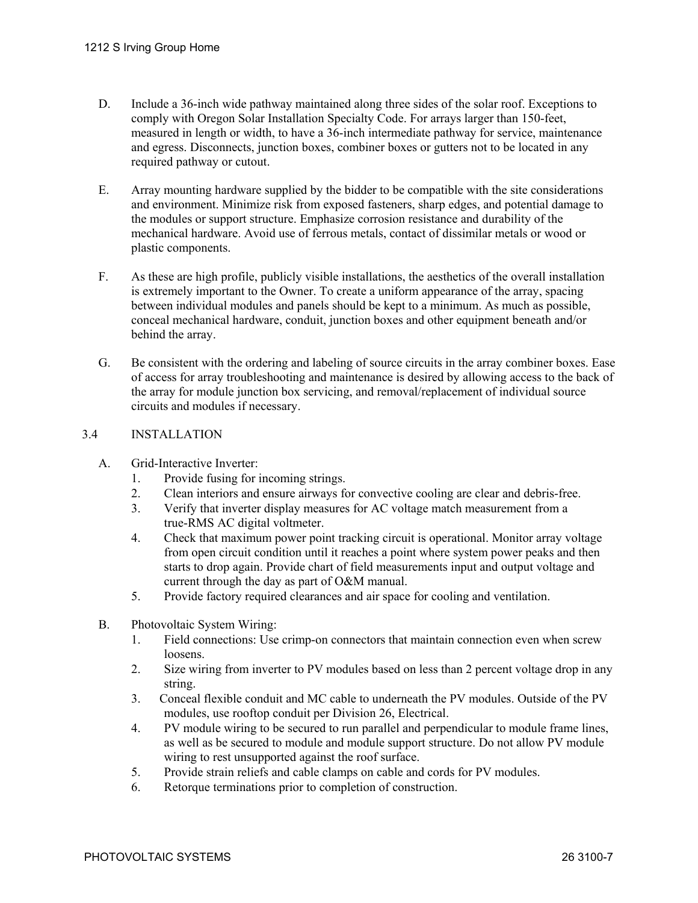D. Include a 36-inch wide pathway maintained along three sides of the solar roof. Exceptions to comply with Oregon Solar Installation Specialty Code. For arrays larger than 150-feet, measured in length or width, to have a 36-inch intermediate pathway for service, maintenance and egress. Disconnects, junction boxes, combiner boxes or gutters not to be located in any required pathway or cutout.

E. Array mounting hardware supplied by the bidder to be compatible with the site considerations and environment. Minimize risk from exposed fasteners, sharp edges, and potential damage to the modules or support structure. Emphasize corrosion resistance and durability of the mechanical hardware. Avoid use of ferrous metals, contact of dissimilar metals or wood or plastic components.

F. As these are high profile, publicly visible installations, the aesthetics of the overall installation is extremely important to the Owner. To create a uniform appearance of the array, spacing between individual modules and panels should be kept to a minimum. As much as possible, conceal mechanical hardware, conduit, junction boxes and other equipment beneath and/or behind the array.

G. Be consistent with the ordering and labeling of source circuits in the array combiner boxes. Ease of access for array troubleshooting and maintenance is desired by allowing access to the back of the array for module junction box servicing, and removal/replacement of individual source circuits and modules if necessary.

## 3.4 INSTALLATION

A. Grid-Interactive Inverter:
   1. Provide fusing for incoming strings.
   2. Clean interiors and ensure airways for convective cooling are clear and debris-free.
   3. Verify that inverter display measures for AC voltage match measurement from a true-RMS AC digital voltmeter.
   4. Check that maximum power point tracking circuit is operational. Monitor array voltage from open circuit condition until it reaches a point where system power peaks and then starts to drop again. Provide chart of field measurements input and output voltage and current through the day as part of O&M manual.
   5. Provide factory required clearances and air space for cooling and ventilation.

B. Photovoltaic System Wiring:
   1. Field connections: Use crimp-on connectors that maintain connection even when screw loosens.
   2. Size wiring from inverter to PV modules based on less than 2 percent voltage drop in any string.
   3. Conceal flexible conduit and MC cable to underneath the PV modules. Outside of the PV modules, use rooftop conduit per Division 26, Electrical.
   4. PV module wiring to be secured to run parallel and perpendicular to module frame lines, as well as be secured to module and module support structure. Do not allow PV module wiring to rest unsupported against the roof surface.
   5. Provide strain reliefs and cable clamps on cable and cords for PV modules.
   6. Retorque terminations prior to completion of construction.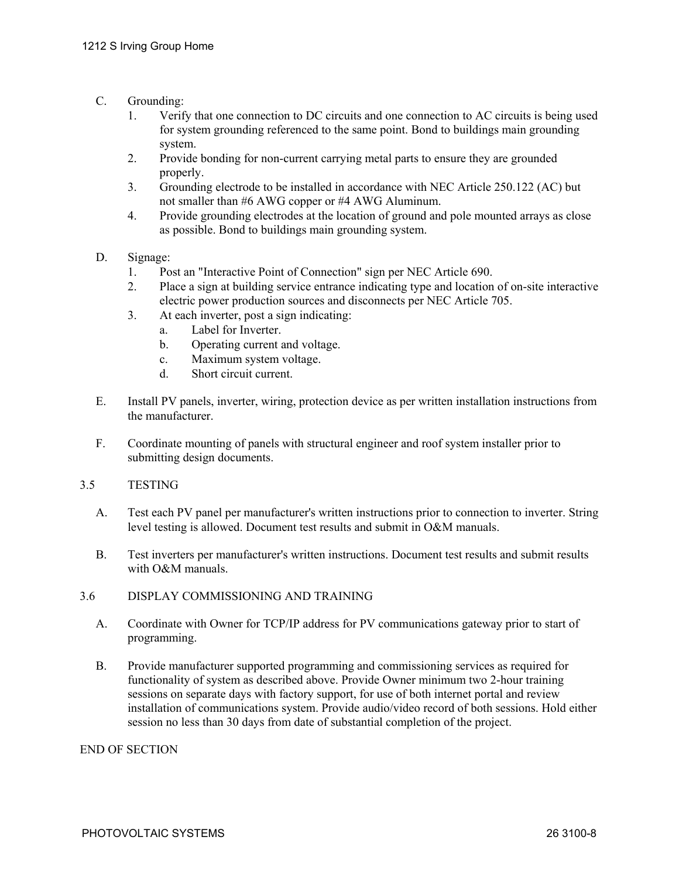C. Grounding:
   1. Verify that one connection to DC circuits and one connection to AC circuits is being used for system grounding referenced to the same point. Bond to buildings main grounding system.
   2. Provide bonding for non-current carrying metal parts to ensure they are grounded properly.
   3. Grounding electrode to be installed in accordance with NEC Article 250.122 (AC) but not smaller than #6 AWG copper or #4 AWG Aluminum.
   4. Provide grounding electrodes at the location of ground and pole mounted arrays as close as possible. Bond to buildings main grounding system.

D. Signage:
   1. Post an "Interactive Point of Connection" sign per NEC Article 690.
   2. Place a sign at building service entrance indicating type and location of on-site interactive electric power production sources and disconnects per NEC Article 705.
   3. At each inverter, post a sign indicating:
      a. Label for Inverter.
      b. Operating current and voltage.
      c. Maximum system voltage.
      d. Short circuit current.

E. Install PV panels, inverter, wiring, protection device as per written installation instructions from the manufacturer.

F. Coordinate mounting of panels with structural engineer and roof system installer prior to submitting design documents.

## 3.5 TESTING

A. Test each PV panel per manufacturer's written instructions prior to connection to inverter. String level testing is allowed. Document test results and submit in O&M manuals.

B. Test inverters per manufacturer's written instructions. Document test results and submit results with O&M manuals.

## 3.6 DISPLAY COMMISSIONING AND TRAINING

A. Coordinate with Owner for TCP/IP address for PV communications gateway prior to start of programming.

B. Provide manufacturer supported programming and commissioning services as required for functionality of system as described above. Provide Owner minimum two 2-hour training sessions on separate days with factory support, for use of both internet portal and review installation of communications system. Provide audio/video record of both sessions. Hold either session no less than 30 days from date of substantial completion of the project.

END OF SECTION